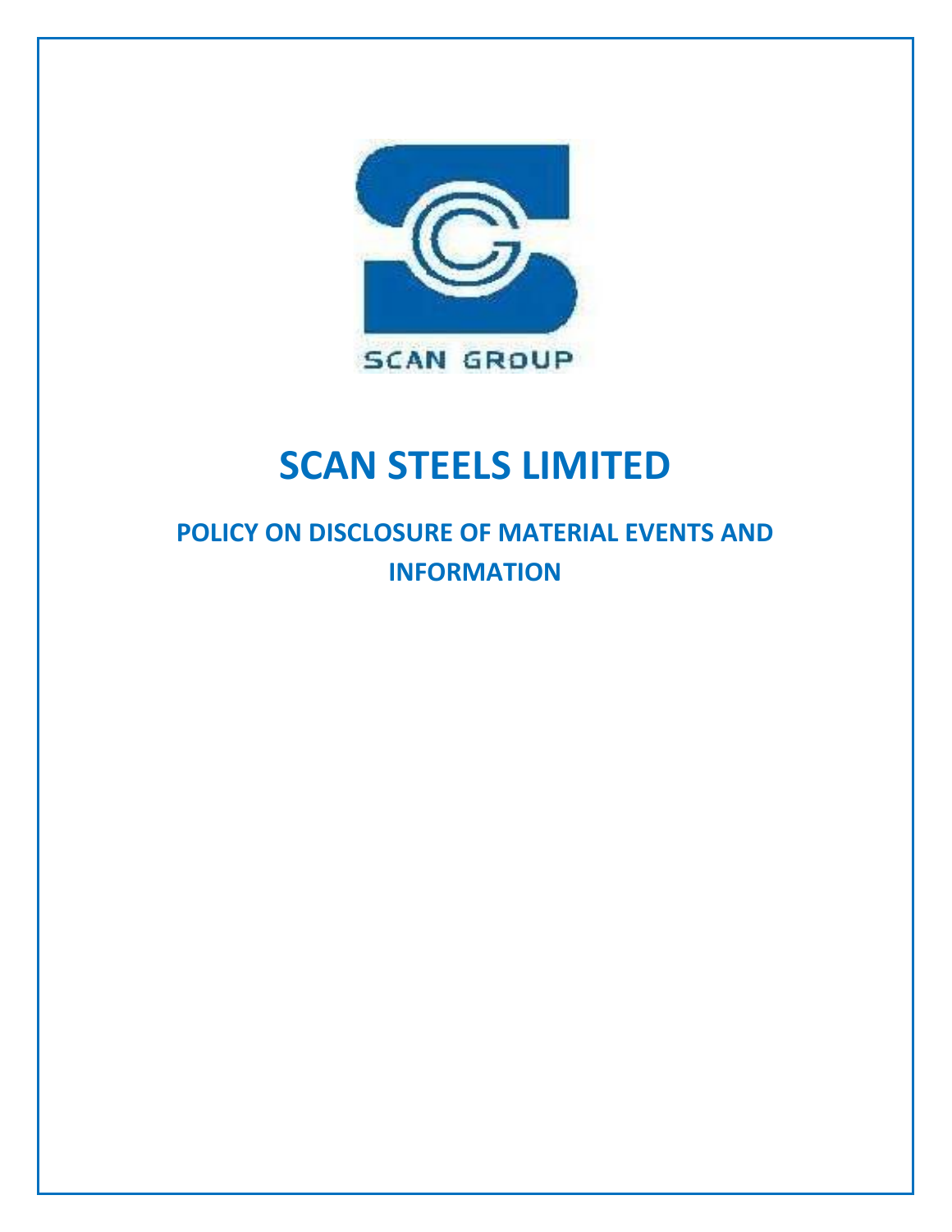SCAN GROUP

# SCAN STEELS LIMITED

## POLICY ON DISCLOSURE OF MATERIAL EVENTS AND INFORMATION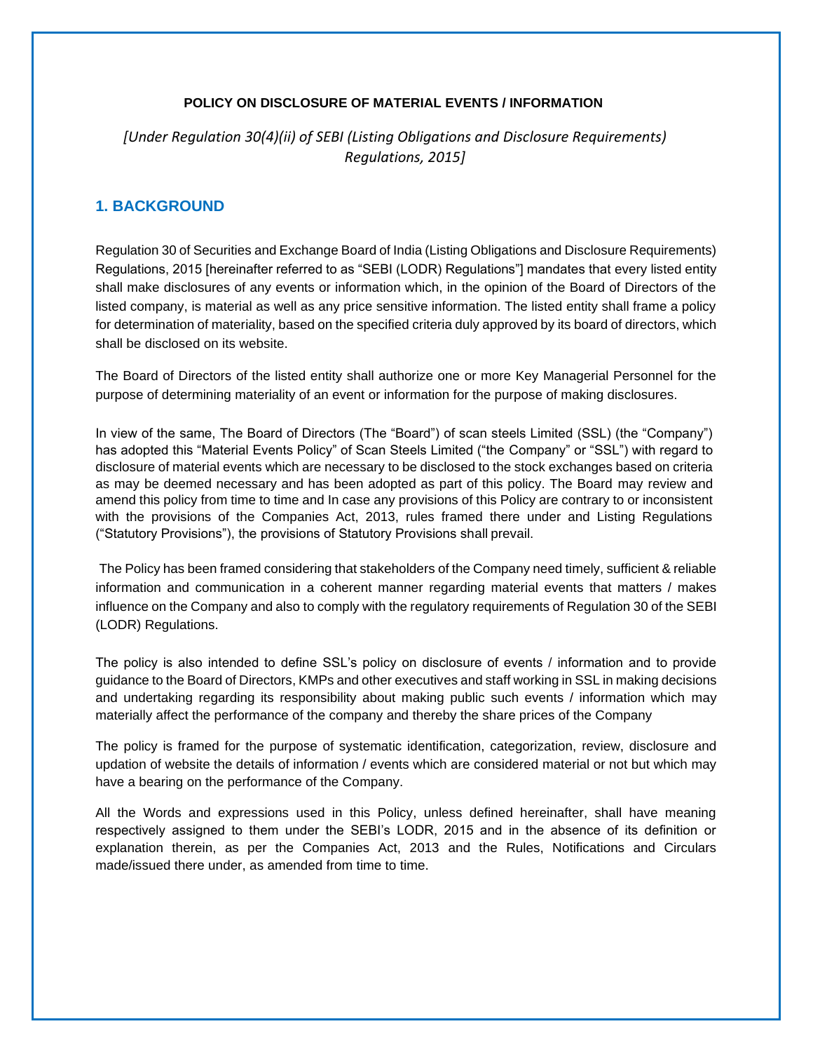**POLICY ON DISCLOSURE OF MATERIAL EVENTS / INFORMATION**

*[Under Regulation 30(4)(ii) of SEBI (Listing Obligations and Disclosure Requirements) Regulations, 2015]*

## 1. BACKGROUND

Regulation 30 of Securities and Exchange Board of India (Listing Obligations and Disclosure Requirements) Regulations, 2015 [hereinafter referred to as "SEBI (LODR) Regulations"] mandates that every listed entity shall make disclosures of any events or information which, in the opinion of the Board of Directors of the listed company, is material as well as any price sensitive information. The listed entity shall frame a policy for determination of materiality, based on the specified criteria duly approved by its board of directors, which shall be disclosed on its website.

The Board of Directors of the listed entity shall authorize one or more Key Managerial Personnel for the purpose of determining materiality of an event or information for the purpose of making disclosures.

In view of the same, The Board of Directors (The "Board") of scan steels Limited (SSL) (the "Company") has adopted this "Material Events Policy" of Scan Steels Limited ("the Company" or "SSL") with regard to disclosure of material events which are necessary to be disclosed to the stock exchanges based on criteria as may be deemed necessary and has been adopted as part of this policy. The Board may review and amend this policy from time to time and In case any provisions of this Policy are contrary to or inconsistent with the provisions of the Companies Act, 2013, rules framed there under and Listing Regulations ("Statutory Provisions"), the provisions of Statutory Provisions shall prevail.

The Policy has been framed considering that stakeholders of the Company need timely, sufficient & reliable information and communication in a coherent manner regarding material events that matters / makes influence on the Company and also to comply with the regulatory requirements of Regulation 30 of the SEBI (LODR) Regulations.

The policy is also intended to define SSL's policy on disclosure of events / information and to provide guidance to the Board of Directors, KMPs and other executives and staff working in SSL in making decisions and undertaking regarding its responsibility about making public such events / information which may materially affect the performance of the company and thereby the share prices of the Company

The policy is framed for the purpose of systematic identification, categorization, review, disclosure and updation of website the details of information / events which are considered material or not but which may have a bearing on the performance of the Company.

All the Words and expressions used in this Policy, unless defined hereinafter, shall have meaning respectively assigned to them under the SEBI's LODR, 2015 and in the absence of its definition or explanation therein, as per the Companies Act, 2013 and the Rules, Notifications and Circulars made/issued there under, as amended from time to time.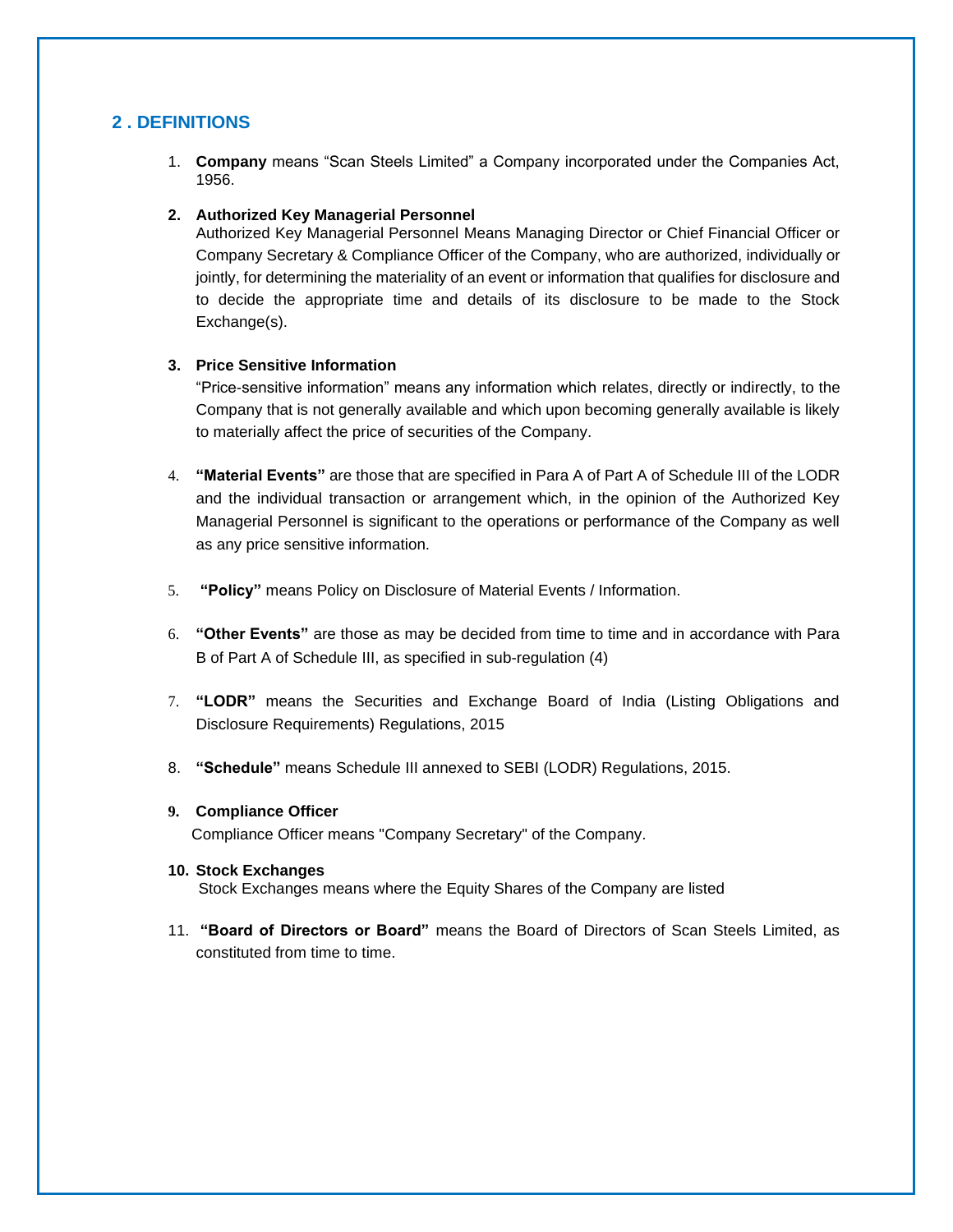## 2 . DEFINITIONS

1. **Company** means "Scan Steels Limited" a Company incorporated under the Companies Act, 1956.

2. **Authorized Key Managerial Personnel**
   Authorized Key Managerial Personnel Means Managing Director or Chief Financial Officer or Company Secretary & Compliance Officer of the Company, who are authorized, individually or jointly, for determining the materiality of an event or information that qualifies for disclosure and to decide the appropriate time and details of its disclosure to be made to the Stock Exchange(s).

3. **Price Sensitive Information**
   "Price-sensitive information" means any information which relates, directly or indirectly, to the Company that is not generally available and which upon becoming generally available is likely to materially affect the price of securities of the Company.

4. **"Material Events"** are those that are specified in Para A of Part A of Schedule III of the LODR and the individual transaction or arrangement which, in the opinion of the Authorized Key Managerial Personnel is significant to the operations or performance of the Company as well as any price sensitive information.

5. **"Policy"** means Policy on Disclosure of Material Events / Information.

6. **"Other Events"** are those as may be decided from time to time and in accordance with Para B of Part A of Schedule III, as specified in sub-regulation (4)

7. **"LODR"** means the Securities and Exchange Board of India (Listing Obligations and Disclosure Requirements) Regulations, 2015

8. **"Schedule"** means Schedule III annexed to SEBI (LODR) Regulations, 2015.

9. **Compliance Officer**
   Compliance Officer means "Company Secretary" of the Company.

10. **Stock Exchanges**
    Stock Exchanges means where the Equity Shares of the Company are listed

11. **"Board of Directors or Board"** means the Board of Directors of Scan Steels Limited, as constituted from time to time.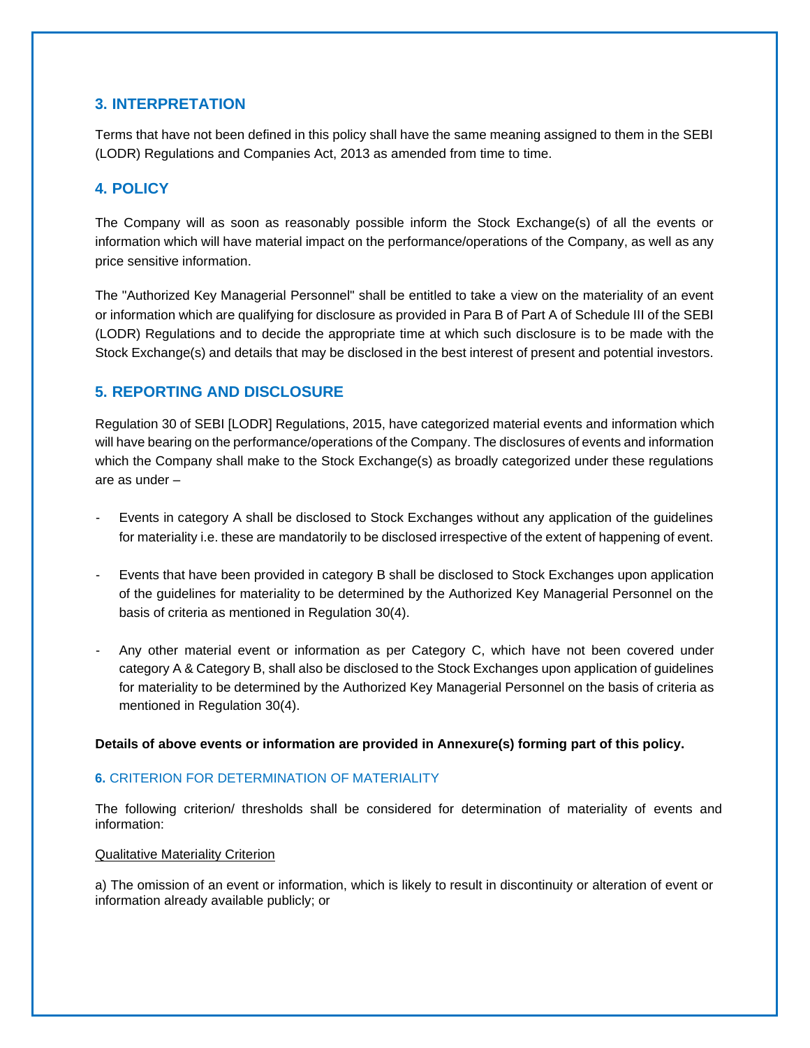## 3. INTERPRETATION

Terms that have not been defined in this policy shall have the same meaning assigned to them in the SEBI (LODR) Regulations and Companies Act, 2013 as amended from time to time.

## 4. POLICY

The Company will as soon as reasonably possible inform the Stock Exchange(s) of all the events or information which will have material impact on the performance/operations of the Company, as well as any price sensitive information.

The "Authorized Key Managerial Personnel" shall be entitled to take a view on the materiality of an event or information which are qualifying for disclosure as provided in Para B of Part A of Schedule III of the SEBI (LODR) Regulations and to decide the appropriate time at which such disclosure is to be made with the Stock Exchange(s) and details that may be disclosed in the best interest of present and potential investors.

## 5. REPORTING AND DISCLOSURE

Regulation 30 of SEBI [LODR] Regulations, 2015, have categorized material events and information which will have bearing on the performance/operations of the Company. The disclosures of events and information which the Company shall make to the Stock Exchange(s) as broadly categorized under these regulations are as under –

- Events in category A shall be disclosed to Stock Exchanges without any application of the guidelines for materiality i.e. these are mandatorily to be disclosed irrespective of the extent of happening of event.
- Events that have been provided in category B shall be disclosed to Stock Exchanges upon application of the guidelines for materiality to be determined by the Authorized Key Managerial Personnel on the basis of criteria as mentioned in Regulation 30(4).
- Any other material event or information as per Category C, which have not been covered under category A & Category B, shall also be disclosed to the Stock Exchanges upon application of guidelines for materiality to be determined by the Authorized Key Managerial Personnel on the basis of criteria as mentioned in Regulation 30(4).

**Details of above events or information are provided in Annexure(s) forming part of this policy.**

### **6.** CRITERION FOR DETERMINATION OF MATERIALITY

The following criterion/ thresholds shall be considered for determination of materiality of events and information:

Qualitative Materiality Criterion

a) The omission of an event or information, which is likely to result in discontinuity or alteration of event or information already available publicly; or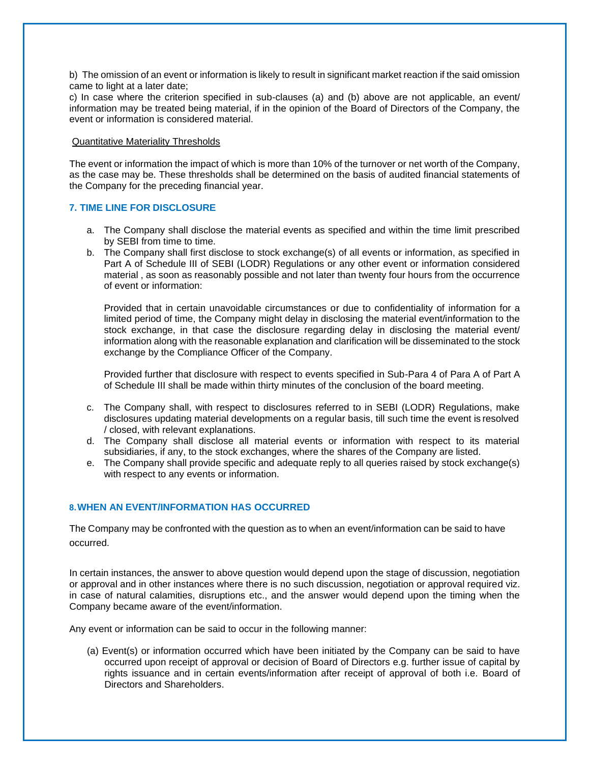b) The omission of an event or information is likely to result in significant market reaction if the said omission came to light at a later date;

c) In case where the criterion specified in sub-clauses (a) and (b) above are not applicable, an event/ information may be treated being material, if in the opinion of the Board of Directors of the Company, the event or information is considered material.

Quantitative Materiality Thresholds

The event or information the impact of which is more than 10% of the turnover or net worth of the Company, as the case may be. These thresholds shall be determined on the basis of audited financial statements of the Company for the preceding financial year.

## 7. TIME LINE FOR DISCLOSURE

a. The Company shall disclose the material events as specified and within the time limit prescribed by SEBI from time to time.

b. The Company shall first disclose to stock exchange(s) of all events or information, as specified in Part A of Schedule III of SEBI (LODR) Regulations or any other event or information considered material , as soon as reasonably possible and not later than twenty four hours from the occurrence of event or information:

   Provided that in certain unavoidable circumstances or due to confidentiality of information for a limited period of time, the Company might delay in disclosing the material event/information to the stock exchange, in that case the disclosure regarding delay in disclosing the material event/ information along with the reasonable explanation and clarification will be disseminated to the stock exchange by the Compliance Officer of the Company.

   Provided further that disclosure with respect to events specified in Sub-Para 4 of Para A of Part A of Schedule III shall be made within thirty minutes of the conclusion of the board meeting.

c. The Company shall, with respect to disclosures referred to in SEBI (LODR) Regulations, make disclosures updating material developments on a regular basis, till such time the event is resolved / closed, with relevant explanations.

d. The Company shall disclose all material events or information with respect to its material subsidiaries, if any, to the stock exchanges, where the shares of the Company are listed.

e. The Company shall provide specific and adequate reply to all queries raised by stock exchange(s) with respect to any events or information.

## 8. WHEN AN EVENT/INFORMATION HAS OCCURRED

The Company may be confronted with the question as to when an event/information can be said to have occurred.

In certain instances, the answer to above question would depend upon the stage of discussion, negotiation or approval and in other instances where there is no such discussion, negotiation or approval required viz. in case of natural calamities, disruptions etc., and the answer would depend upon the timing when the Company became aware of the event/information.

Any event or information can be said to occur in the following manner:

(a) Event(s) or information occurred which have been initiated by the Company can be said to have occurred upon receipt of approval or decision of Board of Directors e.g. further issue of capital by rights issuance and in certain events/information after receipt of approval of both i.e. Board of Directors and Shareholders.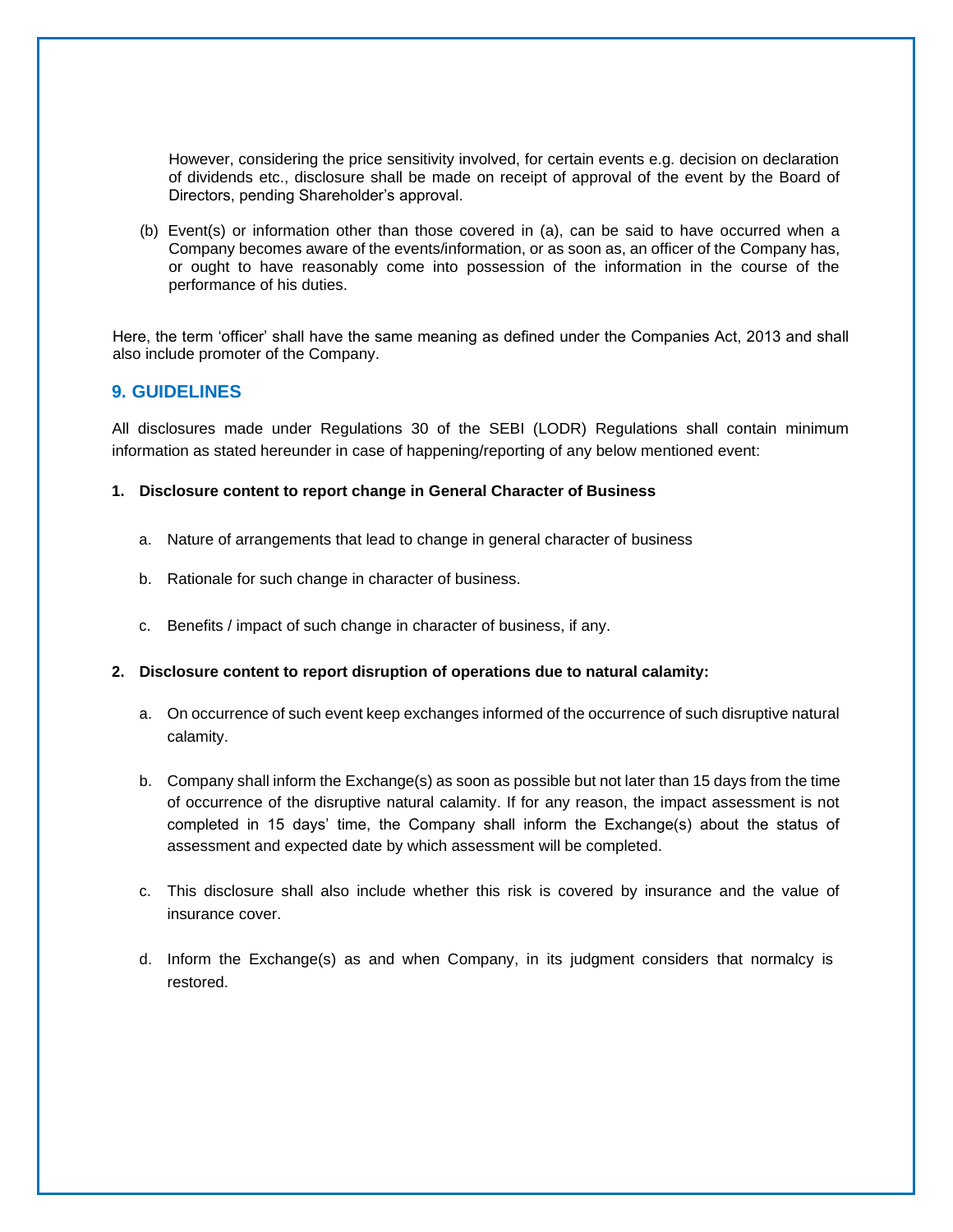However, considering the price sensitivity involved, for certain events e.g. decision on declaration of dividends etc., disclosure shall be made on receipt of approval of the event by the Board of Directors, pending Shareholder's approval.

(b) Event(s) or information other than those covered in (a), can be said to have occurred when a Company becomes aware of the events/information, or as soon as, an officer of the Company has, or ought to have reasonably come into possession of the information in the course of the performance of his duties.

Here, the term 'officer' shall have the same meaning as defined under the Companies Act, 2013 and shall also include promoter of the Company.

## 9. GUIDELINES

All disclosures made under Regulations 30 of the SEBI (LODR) Regulations shall contain minimum information as stated hereunder in case of happening/reporting of any below mentioned event:

**1. Disclosure content to report change in General Character of Business**

a. Nature of arrangements that lead to change in general character of business

b. Rationale for such change in character of business.

c. Benefits / impact of such change in character of business, if any.

**2. Disclosure content to report disruption of operations due to natural calamity:**

a. On occurrence of such event keep exchanges informed of the occurrence of such disruptive natural calamity.

b. Company shall inform the Exchange(s) as soon as possible but not later than 15 days from the time of occurrence of the disruptive natural calamity. If for any reason, the impact assessment is not completed in 15 days' time, the Company shall inform the Exchange(s) about the status of assessment and expected date by which assessment will be completed.

c. This disclosure shall also include whether this risk is covered by insurance and the value of insurance cover.

d. Inform the Exchange(s) as and when Company, in its judgment considers that normalcy is restored.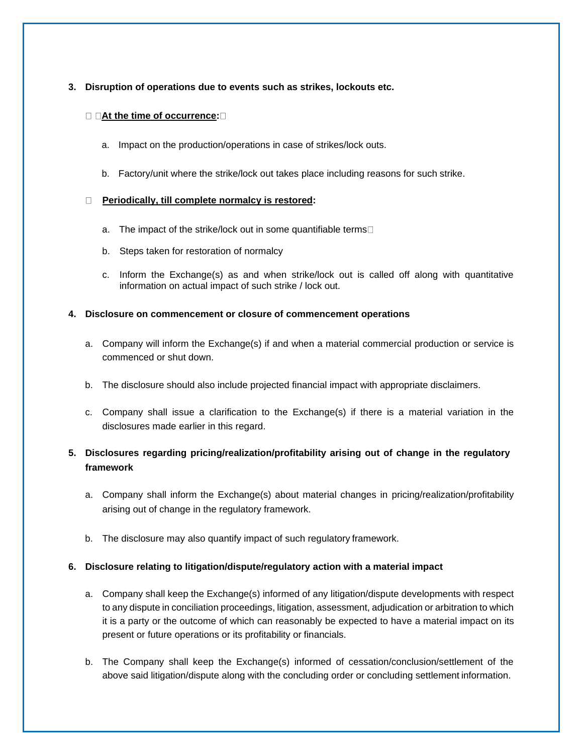**3. Disruption of operations due to events such as strikes, lockouts etc.**

- **<u>At the time of occurrence</u>:**

  a. Impact on the production/operations in case of strikes/lock outs.

  b. Factory/unit where the strike/lock out takes place including reasons for such strike.

- **<u>Periodically, till complete normalcy is restored</u>:**

  a. The impact of the strike/lock out in some quantifiable terms

  b. Steps taken for restoration of normalcy

  c. Inform the Exchange(s) as and when strike/lock out is called off along with quantitative information on actual impact of such strike / lock out.

**4. Disclosure on commencement or closure of commencement operations**

a. Company will inform the Exchange(s) if and when a material commercial production or service is commenced or shut down.

b. The disclosure should also include projected financial impact with appropriate disclaimers.

c. Company shall issue a clarification to the Exchange(s) if there is a material variation in the disclosures made earlier in this regard.

**5. Disclosures regarding pricing/realization/profitability arising out of change in the regulatory framework**

a. Company shall inform the Exchange(s) about material changes in pricing/realization/profitability arising out of change in the regulatory framework.

b. The disclosure may also quantify impact of such regulatory framework.

**6. Disclosure relating to litigation/dispute/regulatory action with a material impact**

a. Company shall keep the Exchange(s) informed of any litigation/dispute developments with respect to any dispute in conciliation proceedings, litigation, assessment, adjudication or arbitration to which it is a party or the outcome of which can reasonably be expected to have a material impact on its present or future operations or its profitability or financials.

b. The Company shall keep the Exchange(s) informed of cessation/conclusion/settlement of the above said litigation/dispute along with the concluding order or concluding settlement information.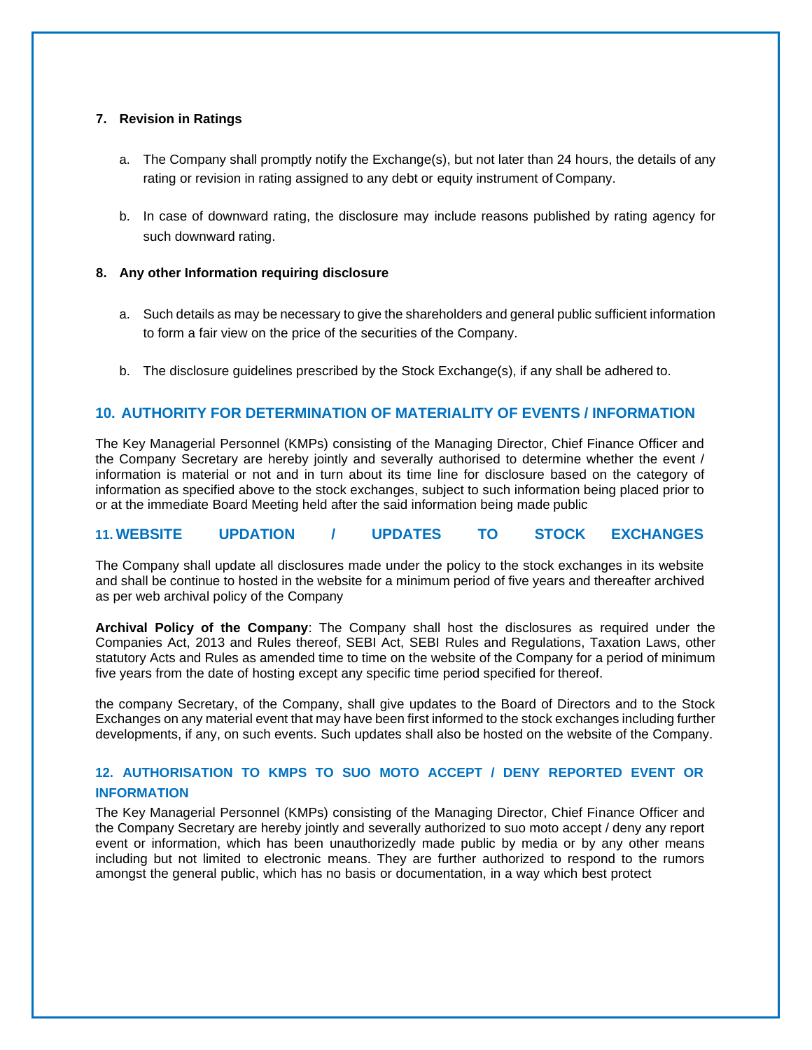**7. Revision in Ratings**

a. The Company shall promptly notify the Exchange(s), but not later than 24 hours, the details of any rating or revision in rating assigned to any debt or equity instrument of Company.

b. In case of downward rating, the disclosure may include reasons published by rating agency for such downward rating.

**8. Any other Information requiring disclosure**

a. Such details as may be necessary to give the shareholders and general public sufficient information to form a fair view on the price of the securities of the Company.

b. The disclosure guidelines prescribed by the Stock Exchange(s), if any shall be adhered to.

## 10. AUTHORITY FOR DETERMINATION OF MATERIALITY OF EVENTS / INFORMATION

The Key Managerial Personnel (KMPs) consisting of the Managing Director, Chief Finance Officer and the Company Secretary are hereby jointly and severally authorised to determine whether the event / information is material or not and in turn about its time line for disclosure based on the category of information as specified above to the stock exchanges, subject to such information being placed prior to or at the immediate Board Meeting held after the said information being made public

## 11. WEBSITE UPDATION / UPDATES TO STOCK EXCHANGES

The Company shall update all disclosures made under the policy to the stock exchanges in its website and shall be continue to hosted in the website for a minimum period of five years and thereafter archived as per web archival policy of the Company

**Archival Policy of the Company**: The Company shall host the disclosures as required under the Companies Act, 2013 and Rules thereof, SEBI Act, SEBI Rules and Regulations, Taxation Laws, other statutory Acts and Rules as amended time to time on the website of the Company for a period of minimum five years from the date of hosting except any specific time period specified for thereof.

the company Secretary, of the Company, shall give updates to the Board of Directors and to the Stock Exchanges on any material event that may have been first informed to the stock exchanges including further developments, if any, on such events. Such updates shall also be hosted on the website of the Company.

## 12. AUTHORISATION TO KMPS TO SUO MOTO ACCEPT / DENY REPORTED EVENT OR INFORMATION

The Key Managerial Personnel (KMPs) consisting of the Managing Director, Chief Finance Officer and the Company Secretary are hereby jointly and severally authorized to suo moto accept / deny any report event or information, which has been unauthorizedly made public by media or by any other means including but not limited to electronic means. They are further authorized to respond to the rumors amongst the general public, which has no basis or documentation, in a way which best protect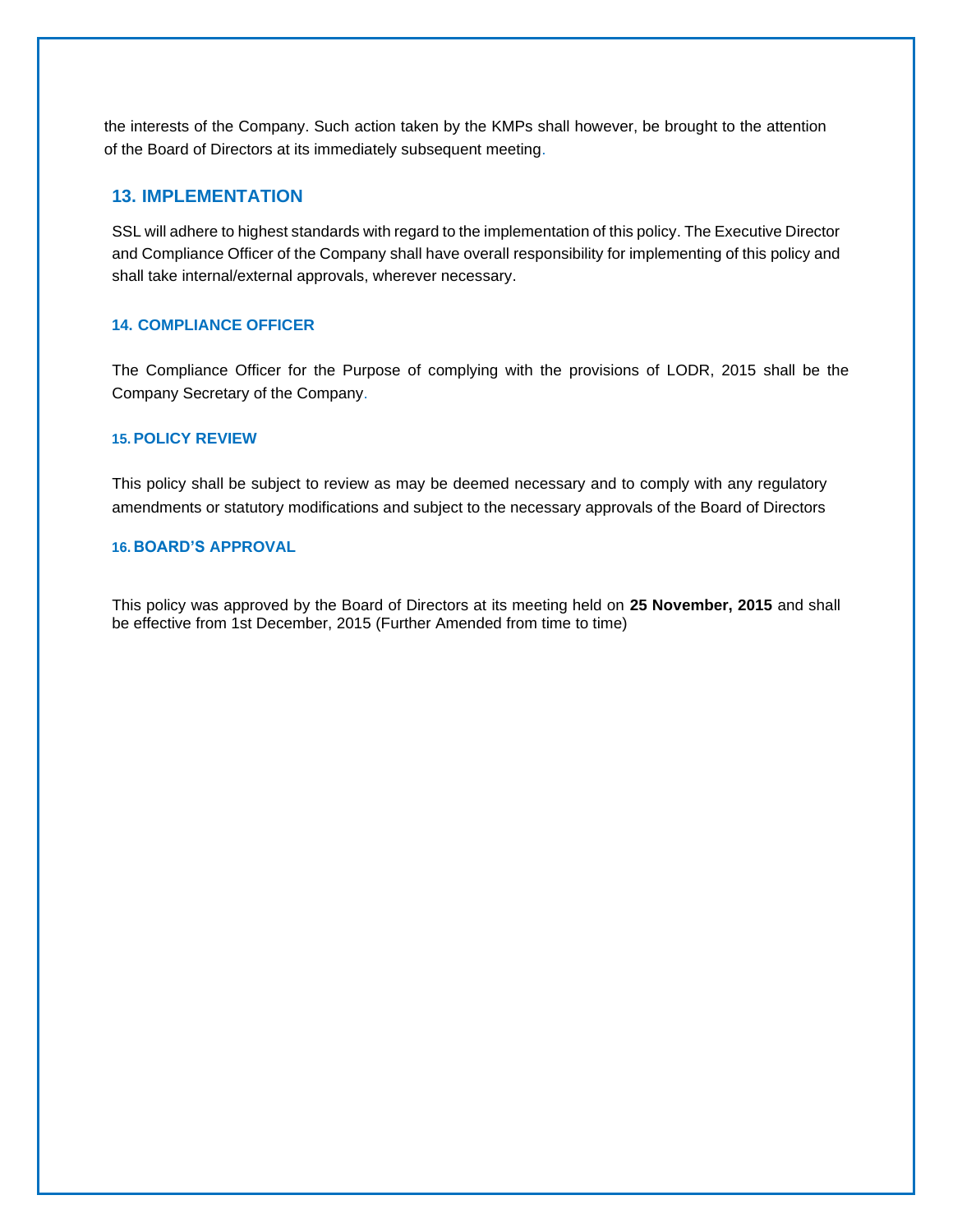the interests of the Company. Such action taken by the KMPs shall however, be brought to the attention of the Board of Directors at its immediately subsequent meeting.

## 13. IMPLEMENTATION

SSL will adhere to highest standards with regard to the implementation of this policy. The Executive Director and Compliance Officer of the Company shall have overall responsibility for implementing of this policy and shall take internal/external approvals, wherever necessary.

### 14. COMPLIANCE OFFICER

The Compliance Officer for the Purpose of complying with the provisions of LODR, 2015 shall be the Company Secretary of the Company.

### 15. POLICY REVIEW

This policy shall be subject to review as may be deemed necessary and to comply with any regulatory amendments or statutory modifications and subject to the necessary approvals of the Board of Directors

### 16. BOARD'S APPROVAL

This policy was approved by the Board of Directors at its meeting held on **25 November, 2015** and shall be effective from 1st December, 2015 (Further Amended from time to time)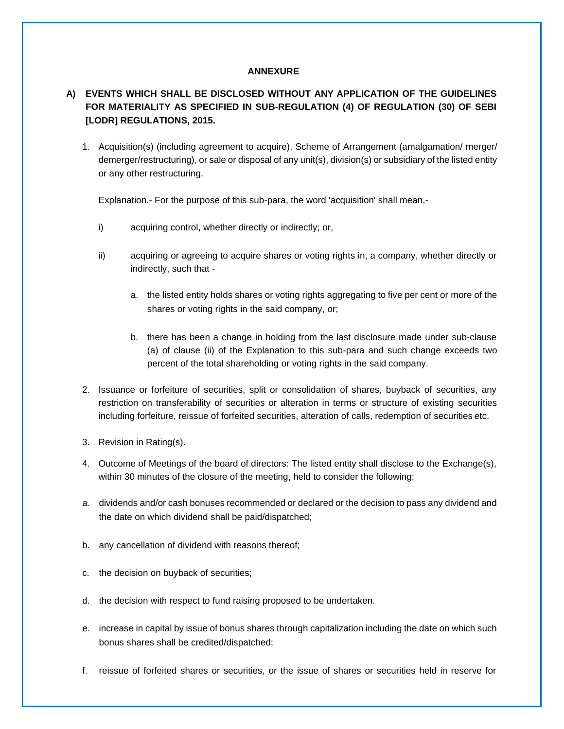**ANNEXURE**

**A) EVENTS WHICH SHALL BE DISCLOSED WITHOUT ANY APPLICATION OF THE GUIDELINES FOR MATERIALITY AS SPECIFIED IN SUB-REGULATION (4) OF REGULATION (30) OF SEBI [LODR] REGULATIONS, 2015.**

1. Acquisition(s) (including agreement to acquire), Scheme of Arrangement (amalgamation/ merger/ demerger/restructuring), or sale or disposal of any unit(s), division(s) or subsidiary of the listed entity or any other restructuring.

   Explanation.- For the purpose of this sub-para, the word 'acquisition' shall mean,-

   i) acquiring control, whether directly or indirectly; or,

   ii) acquiring or agreeing to acquire shares or voting rights in, a company, whether directly or indirectly, such that -

      a. the listed entity holds shares or voting rights aggregating to five per cent or more of the shares or voting rights in the said company, or;

      b. there has been a change in holding from the last disclosure made under sub-clause (a) of clause (ii) of the Explanation to this sub-para and such change exceeds two percent of the total shareholding or voting rights in the said company.

2. Issuance or forfeiture of securities, split or consolidation of shares, buyback of securities, any restriction on transferability of securities or alteration in terms or structure of existing securities including forfeiture, reissue of forfeited securities, alteration of calls, redemption of securities etc.

3. Revision in Rating(s).

4. Outcome of Meetings of the board of directors: The listed entity shall disclose to the Exchange(s), within 30 minutes of the closure of the meeting, held to consider the following:

a. dividends and/or cash bonuses recommended or declared or the decision to pass any dividend and the date on which dividend shall be paid/dispatched;

b. any cancellation of dividend with reasons thereof;

c. the decision on buyback of securities;

d. the decision with respect to fund raising proposed to be undertaken.

e. increase in capital by issue of bonus shares through capitalization including the date on which such bonus shares shall be credited/dispatched;

f. reissue of forfeited shares or securities, or the issue of shares or securities held in reserve for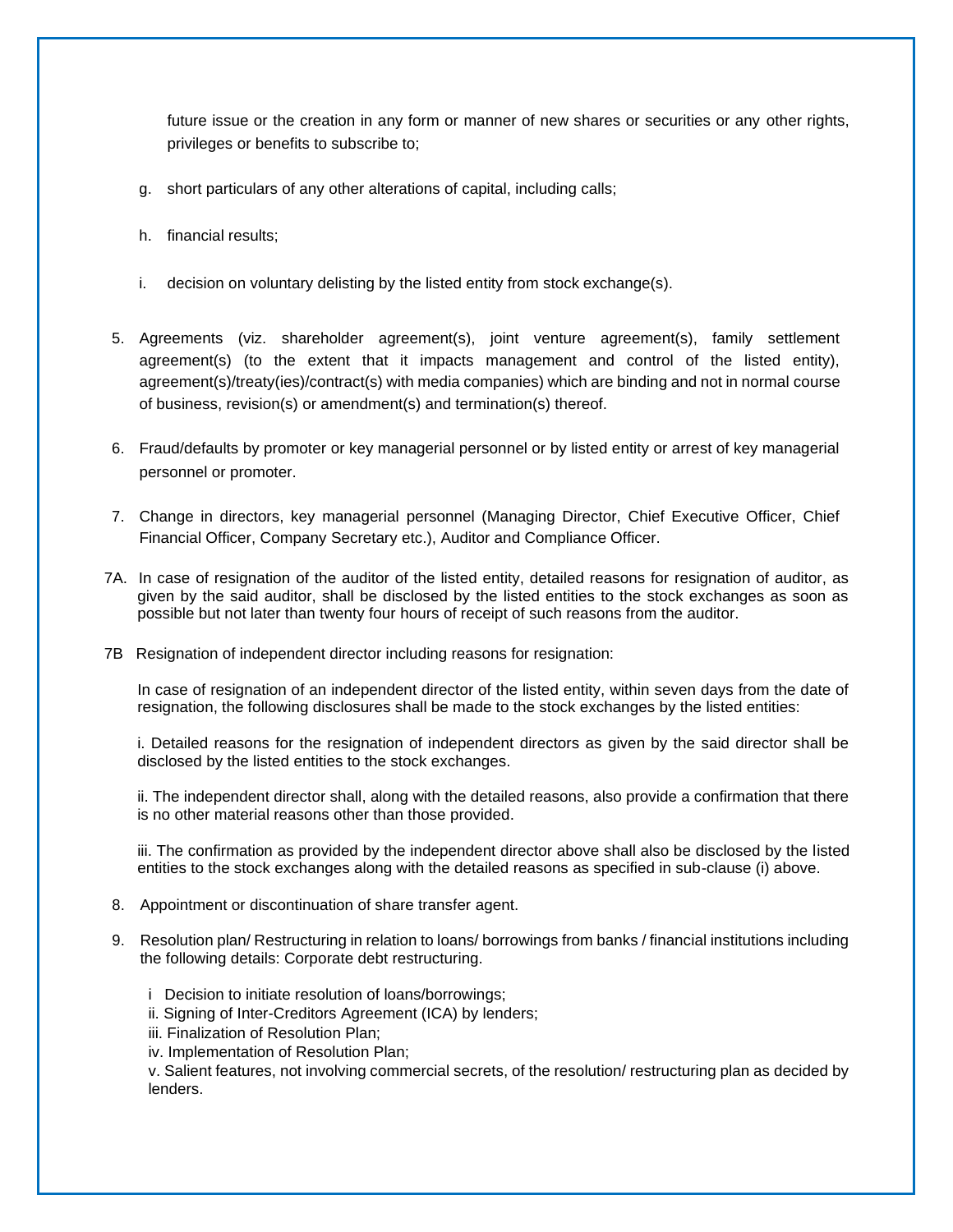future issue or the creation in any form or manner of new shares or securities or any other rights, privileges or benefits to subscribe to;

g. short particulars of any other alterations of capital, including calls;

h. financial results;

i. decision on voluntary delisting by the listed entity from stock exchange(s).

5. Agreements (viz. shareholder agreement(s), joint venture agreement(s), family settlement agreement(s) (to the extent that it impacts management and control of the listed entity), agreement(s)/treaty(ies)/contract(s) with media companies) which are binding and not in normal course of business, revision(s) or amendment(s) and termination(s) thereof.

6. Fraud/defaults by promoter or key managerial personnel or by listed entity or arrest of key managerial personnel or promoter.

7. Change in directors, key managerial personnel (Managing Director, Chief Executive Officer, Chief Financial Officer, Company Secretary etc.), Auditor and Compliance Officer.

7A. In case of resignation of the auditor of the listed entity, detailed reasons for resignation of auditor, as given by the said auditor, shall be disclosed by the listed entities to the stock exchanges as soon as possible but not later than twenty four hours of receipt of such reasons from the auditor.

7B Resignation of independent director including reasons for resignation:

In case of resignation of an independent director of the listed entity, within seven days from the date of resignation, the following disclosures shall be made to the stock exchanges by the listed entities:

i. Detailed reasons for the resignation of independent directors as given by the said director shall be disclosed by the listed entities to the stock exchanges.

ii. The independent director shall, along with the detailed reasons, also provide a confirmation that there is no other material reasons other than those provided.

iii. The confirmation as provided by the independent director above shall also be disclosed by the listed entities to the stock exchanges along with the detailed reasons as specified in sub-clause (i) above.

8. Appointment or discontinuation of share transfer agent.

9. Resolution plan/ Restructuring in relation to loans/ borrowings from banks / financial institutions including the following details: Corporate debt restructuring.

   i Decision to initiate resolution of loans/borrowings;
   ii. Signing of Inter-Creditors Agreement (ICA) by lenders;
   iii. Finalization of Resolution Plan;
   iv. Implementation of Resolution Plan;
   v. Salient features, not involving commercial secrets, of the resolution/ restructuring plan as decided by lenders.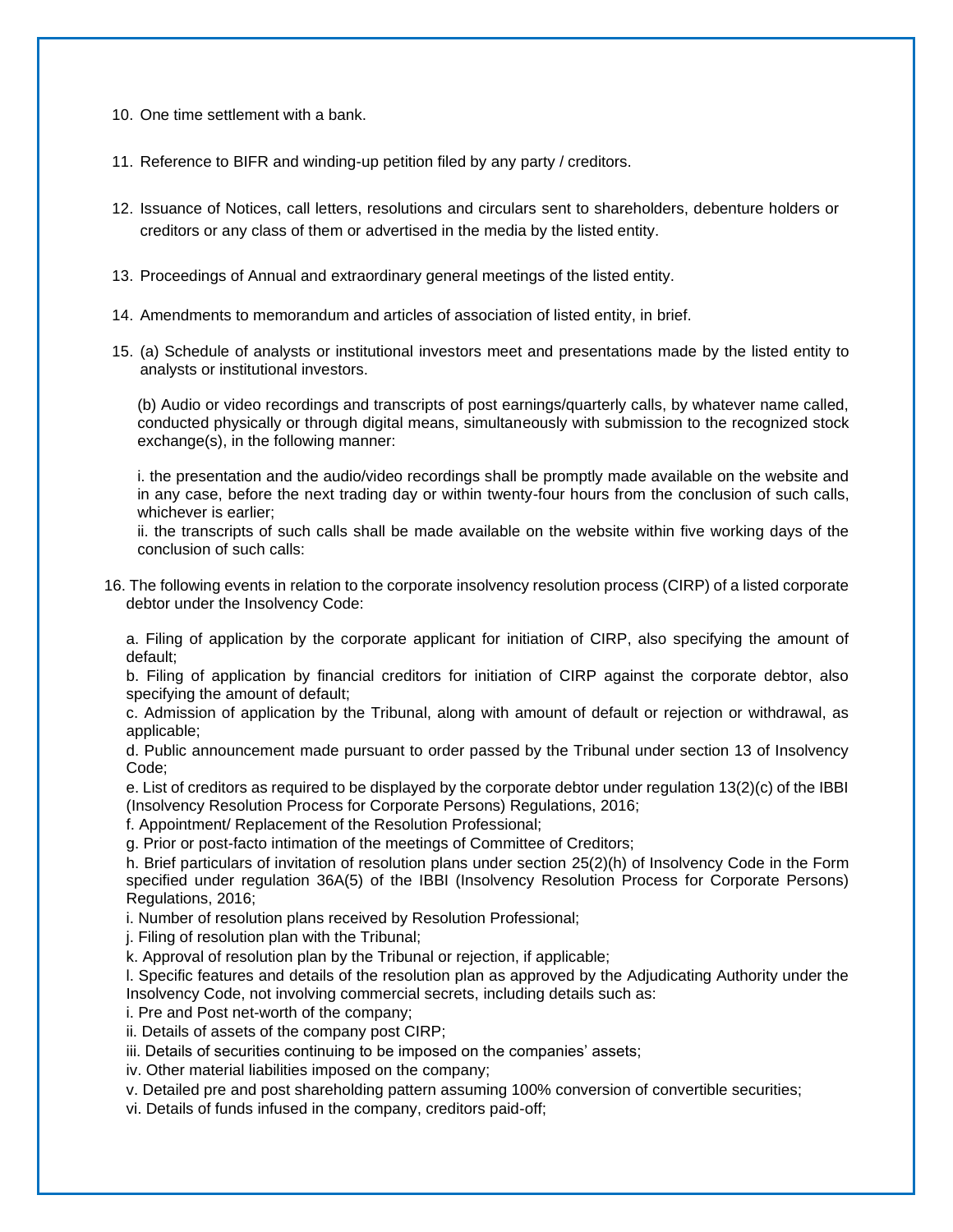10. One time settlement with a bank.

11. Reference to BIFR and winding-up petition filed by any party / creditors.

12. Issuance of Notices, call letters, resolutions and circulars sent to shareholders, debenture holders or creditors or any class of them or advertised in the media by the listed entity.

13. Proceedings of Annual and extraordinary general meetings of the listed entity.

14. Amendments to memorandum and articles of association of listed entity, in brief.

15. (a) Schedule of analysts or institutional investors meet and presentations made by the listed entity to analysts or institutional investors.

    (b) Audio or video recordings and transcripts of post earnings/quarterly calls, by whatever name called, conducted physically or through digital means, simultaneously with submission to the recognized stock exchange(s), in the following manner:

    i. the presentation and the audio/video recordings shall be promptly made available on the website and in any case, before the next trading day or within twenty-four hours from the conclusion of such calls, whichever is earlier;
    ii. the transcripts of such calls shall be made available on the website within five working days of the conclusion of such calls:

16. The following events in relation to the corporate insolvency resolution process (CIRP) of a listed corporate debtor under the Insolvency Code:

    a. Filing of application by the corporate applicant for initiation of CIRP, also specifying the amount of default;
    b. Filing of application by financial creditors for initiation of CIRP against the corporate debtor, also specifying the amount of default;
    c. Admission of application by the Tribunal, along with amount of default or rejection or withdrawal, as applicable;
    d. Public announcement made pursuant to order passed by the Tribunal under section 13 of Insolvency Code;
    e. List of creditors as required to be displayed by the corporate debtor under regulation 13(2)(c) of the IBBI (Insolvency Resolution Process for Corporate Persons) Regulations, 2016;
    f. Appointment/ Replacement of the Resolution Professional;
    g. Prior or post-facto intimation of the meetings of Committee of Creditors;
    h. Brief particulars of invitation of resolution plans under section 25(2)(h) of Insolvency Code in the Form specified under regulation 36A(5) of the IBBI (Insolvency Resolution Process for Corporate Persons) Regulations, 2016;
    i. Number of resolution plans received by Resolution Professional;
    j. Filing of resolution plan with the Tribunal;
    k. Approval of resolution plan by the Tribunal or rejection, if applicable;
    l. Specific features and details of the resolution plan as approved by the Adjudicating Authority under the Insolvency Code, not involving commercial secrets, including details such as:
    i. Pre and Post net-worth of the company;
    ii. Details of assets of the company post CIRP;
    iii. Details of securities continuing to be imposed on the companies' assets;
    iv. Other material liabilities imposed on the company;
    v. Detailed pre and post shareholding pattern assuming 100% conversion of convertible securities;
    vi. Details of funds infused in the company, creditors paid-off;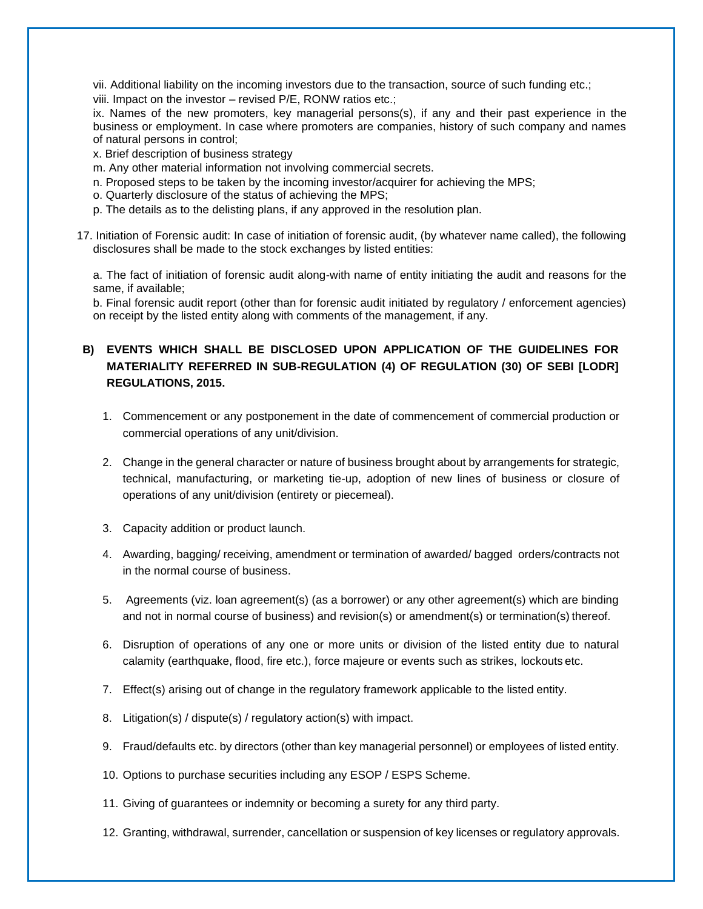vii. Additional liability on the incoming investors due to the transaction, source of such funding etc.;

viii. Impact on the investor – revised P/E, RONW ratios etc.;

ix. Names of the new promoters, key managerial persons(s), if any and their past experience in the business or employment. In case where promoters are companies, history of such company and names of natural persons in control;

x. Brief description of business strategy

m. Any other material information not involving commercial secrets.

n. Proposed steps to be taken by the incoming investor/acquirer for achieving the MPS;

o. Quarterly disclosure of the status of achieving the MPS;

p. The details as to the delisting plans, if any approved in the resolution plan.

17. Initiation of Forensic audit: In case of initiation of forensic audit, (by whatever name called), the following disclosures shall be made to the stock exchanges by listed entities:

a. The fact of initiation of forensic audit along-with name of entity initiating the audit and reasons for the same, if available;

b. Final forensic audit report (other than for forensic audit initiated by regulatory / enforcement agencies) on receipt by the listed entity along with comments of the management, if any.

## B) EVENTS WHICH SHALL BE DISCLOSED UPON APPLICATION OF THE GUIDELINES FOR MATERIALITY REFERRED IN SUB-REGULATION (4) OF REGULATION (30) OF SEBI [LODR] REGULATIONS, 2015.

1. Commencement or any postponement in the date of commencement of commercial production or commercial operations of any unit/division.
2. Change in the general character or nature of business brought about by arrangements for strategic, technical, manufacturing, or marketing tie-up, adoption of new lines of business or closure of operations of any unit/division (entirety or piecemeal).
3. Capacity addition or product launch.
4. Awarding, bagging/ receiving, amendment or termination of awarded/ bagged orders/contracts not in the normal course of business.
5. Agreements (viz. loan agreement(s) (as a borrower) or any other agreement(s) which are binding and not in normal course of business) and revision(s) or amendment(s) or termination(s) thereof.
6. Disruption of operations of any one or more units or division of the listed entity due to natural calamity (earthquake, flood, fire etc.), force majeure or events such as strikes, lockouts etc.
7. Effect(s) arising out of change in the regulatory framework applicable to the listed entity.
8. Litigation(s) / dispute(s) / regulatory action(s) with impact.
9. Fraud/defaults etc. by directors (other than key managerial personnel) or employees of listed entity.
10. Options to purchase securities including any ESOP / ESPS Scheme.
11. Giving of guarantees or indemnity or becoming a surety for any third party.
12. Granting, withdrawal, surrender, cancellation or suspension of key licenses or regulatory approvals.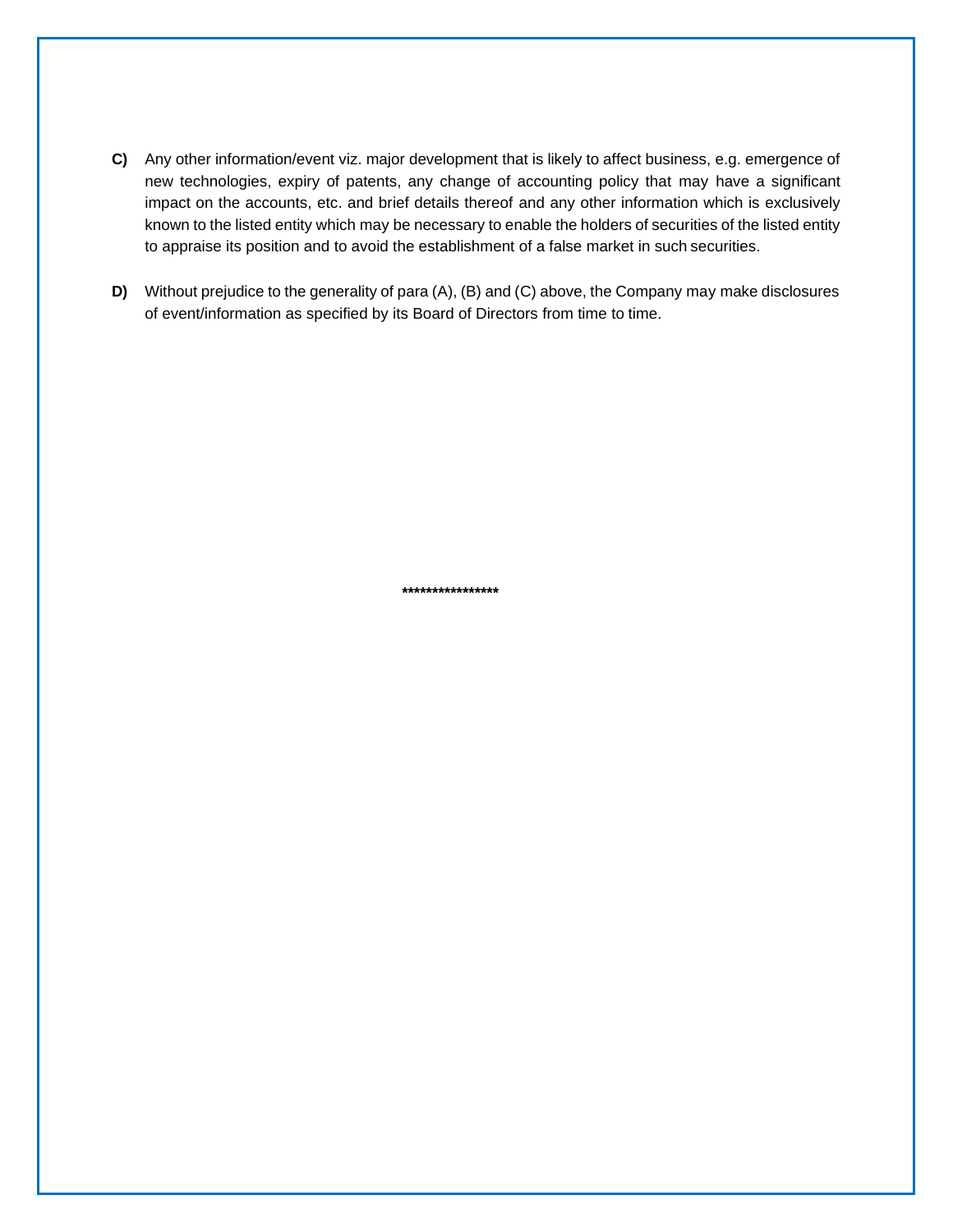**C)** Any other information/event viz. major development that is likely to affect business, e.g. emergence of new technologies, expiry of patents, any change of accounting policy that may have a significant impact on the accounts, etc. and brief details thereof and any other information which is exclusively known to the listed entity which may be necessary to enable the holders of securities of the listed entity to appraise its position and to avoid the establishment of a false market in such securities.

**D)** Without prejudice to the generality of para (A), (B) and (C) above, the Company may make disclosures of event/information as specified by its Board of Directors from time to time.

****************